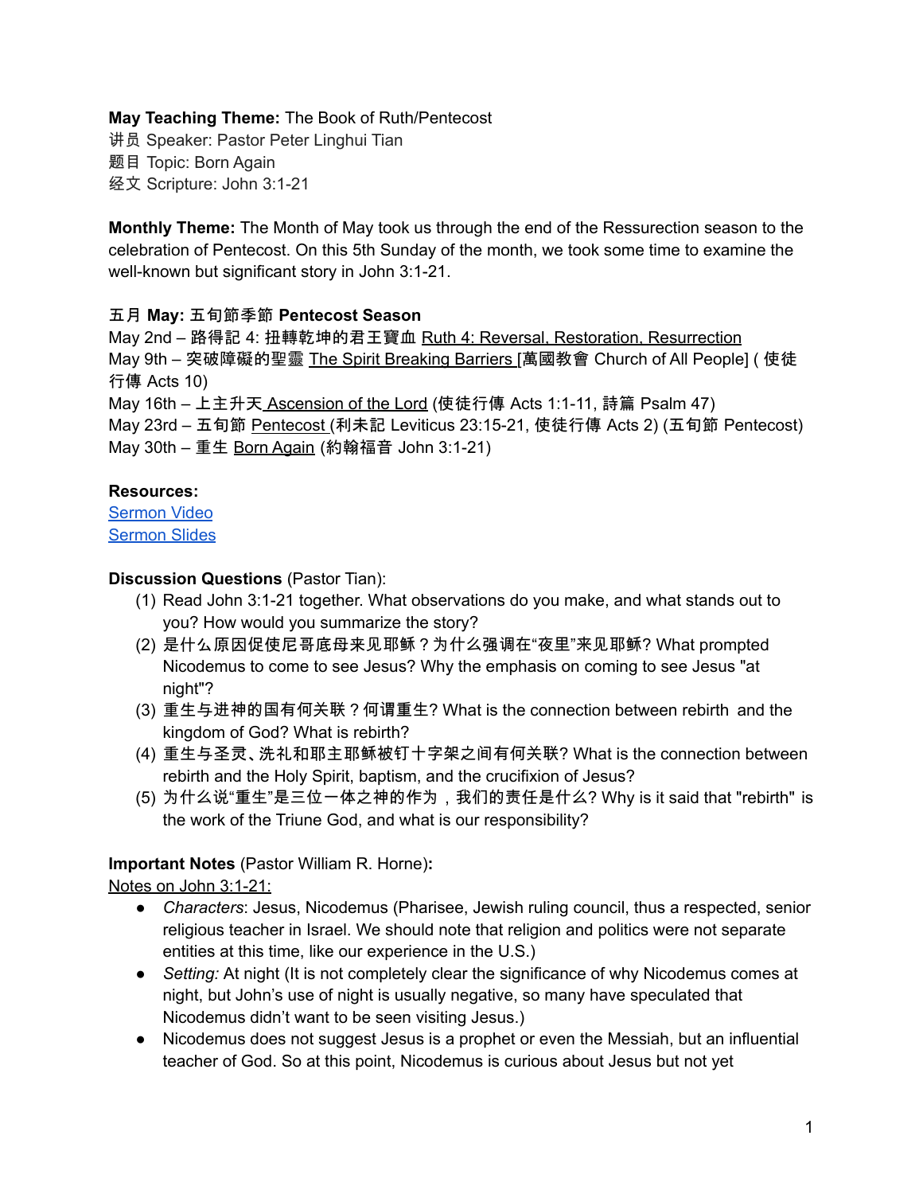**May Teaching Theme:** The Book of Ruth/Pentecost
讲员 Speaker: Pastor Peter Linghui Tian
题目 Topic: Born Again
经文 Scripture: John 3:1-21

**Monthly Theme:** The Month of May took us through the end of the Ressurection season to the celebration of Pentecost. On this 5th Sunday of the month, we took some time to examine the well-known but significant story in John 3:1-21.

五月 **May:** 五旬節季節 **Pentecost Season**
May 2nd – 路得記 4: 扭轉乾坤的君王寶血 Ruth 4: Reversal, Restoration, Resurrection
May 9th – 突破障礙的聖靈 The Spirit Breaking Barriers [萬國教會 Church of All People] ( 使徒行傳 Acts 10)
May 16th – 上主升天 Ascension of the Lord (使徒行傳 Acts 1:1-11, 詩篇 Psalm 47)
May 23rd – 五旬節 Pentecost (利未記 Leviticus 23:15-21, 使徒行傳 Acts 2) (五旬節 Pentecost)
May 30th – 重生 Born Again (約翰福音 John 3:1-21)

**Resources:**
Sermon Video
Sermon Slides

**Discussion Questions** (Pastor Tian):

1. Read John 3:1-21 together. What observations do you make, and what stands out to you? How would you summarize the story?
2. 是什么原因促使尼哥底母来见耶稣？为什么强调在“夜里”来见耶稣? What prompted Nicodemus to come to see Jesus? Why the emphasis on coming to see Jesus "at night"?
3. 重生与进神的国有何关联？何谓重生? What is the connection between rebirth and the kingdom of God? What is rebirth?
4. 重生与圣灵、洗礼和耶主耶稣被钉十字架之间有何关联? What is the connection between rebirth and the Holy Spirit, baptism, and the crucifixion of Jesus?
5. 为什么说“重生”是三位一体之神的作为，我们的责任是什么? Why is it said that "rebirth" is the work of the Triune God, and what is our responsibility?

**Important Notes** (Pastor William R. Horne)**:**
Notes on John 3:1-21:

- *Characters*: Jesus, Nicodemus (Pharisee, Jewish ruling council, thus a respected, senior religious teacher in Israel. We should note that religion and politics were not separate entities at this time, like our experience in the U.S.)
- *Setting:* At night (It is not completely clear the significance of why Nicodemus comes at night, but John's use of night is usually negative, so many have speculated that Nicodemus didn't want to be seen visiting Jesus.)
- Nicodemus does not suggest Jesus is a prophet or even the Messiah, but an influential teacher of God. So at this point, Nicodemus is curious about Jesus but not yet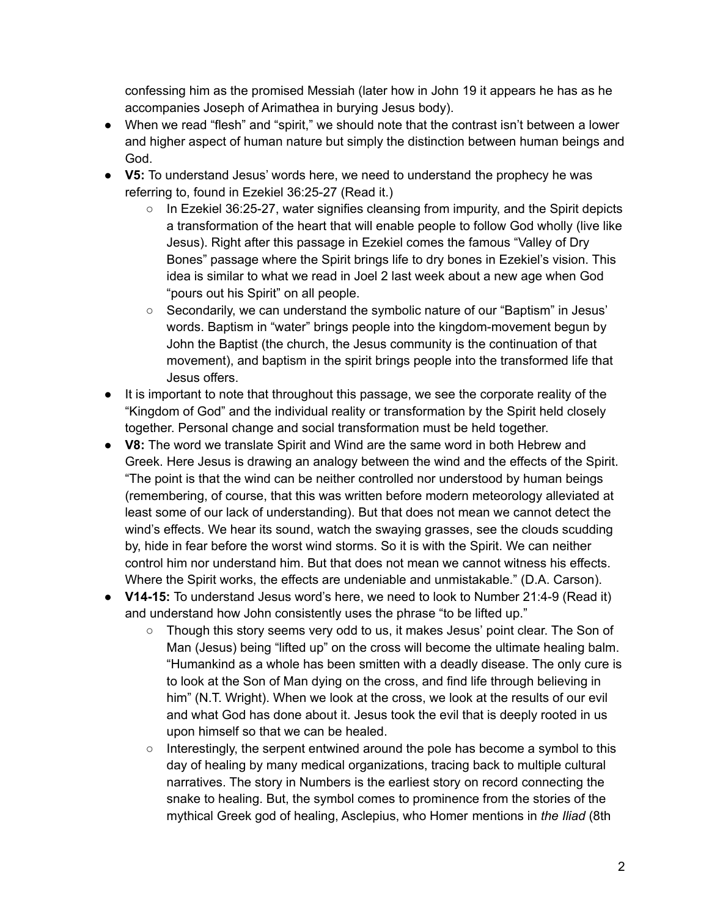confessing him as the promised Messiah (later how in John 19 it appears he has as he accompanies Joseph of Arimathea in burying Jesus body).

- When we read "flesh" and "spirit," we should note that the contrast isn't between a lower and higher aspect of human nature but simply the distinction between human beings and God.
- **V5:** To understand Jesus' words here, we need to understand the prophecy he was referring to, found in Ezekiel 36:25-27 (Read it.)
    - In Ezekiel 36:25-27, water signifies cleansing from impurity, and the Spirit depicts a transformation of the heart that will enable people to follow God wholly (live like Jesus). Right after this passage in Ezekiel comes the famous "Valley of Dry Bones" passage where the Spirit brings life to dry bones in Ezekiel's vision. This idea is similar to what we read in Joel 2 last week about a new age when God "pours out his Spirit" on all people.
    - Secondarily, we can understand the symbolic nature of our "Baptism" in Jesus' words. Baptism in "water" brings people into the kingdom-movement begun by John the Baptist (the church, the Jesus community is the continuation of that movement), and baptism in the spirit brings people into the transformed life that Jesus offers.
- It is important to note that throughout this passage, we see the corporate reality of the "Kingdom of God" and the individual reality or transformation by the Spirit held closely together. Personal change and social transformation must be held together.
- **V8:** The word we translate Spirit and Wind are the same word in both Hebrew and Greek. Here Jesus is drawing an analogy between the wind and the effects of the Spirit. "The point is that the wind can be neither controlled nor understood by human beings (remembering, of course, that this was written before modern meteorology alleviated at least some of our lack of understanding). But that does not mean we cannot detect the wind's effects. We hear its sound, watch the swaying grasses, see the clouds scudding by, hide in fear before the worst wind storms. So it is with the Spirit. We can neither control him nor understand him. But that does not mean we cannot witness his effects. Where the Spirit works, the effects are undeniable and unmistakable." (D.A. Carson).
- **V14-15:** To understand Jesus word's here, we need to look to Number 21:4-9 (Read it) and understand how John consistently uses the phrase "to be lifted up."
    - Though this story seems very odd to us, it makes Jesus' point clear. The Son of Man (Jesus) being "lifted up" on the cross will become the ultimate healing balm. "Humankind as a whole has been smitten with a deadly disease. The only cure is to look at the Son of Man dying on the cross, and find life through believing in him" (N.T. Wright). When we look at the cross, we look at the results of our evil and what God has done about it. Jesus took the evil that is deeply rooted in us upon himself so that we can be healed.
    - Interestingly, the serpent entwined around the pole has become a symbol to this day of healing by many medical organizations, tracing back to multiple cultural narratives. The story in Numbers is the earliest story on record connecting the snake to healing. But, the symbol comes to prominence from the stories of the mythical Greek god of healing, Asclepius, who Homer mentions in *the Iliad* (8th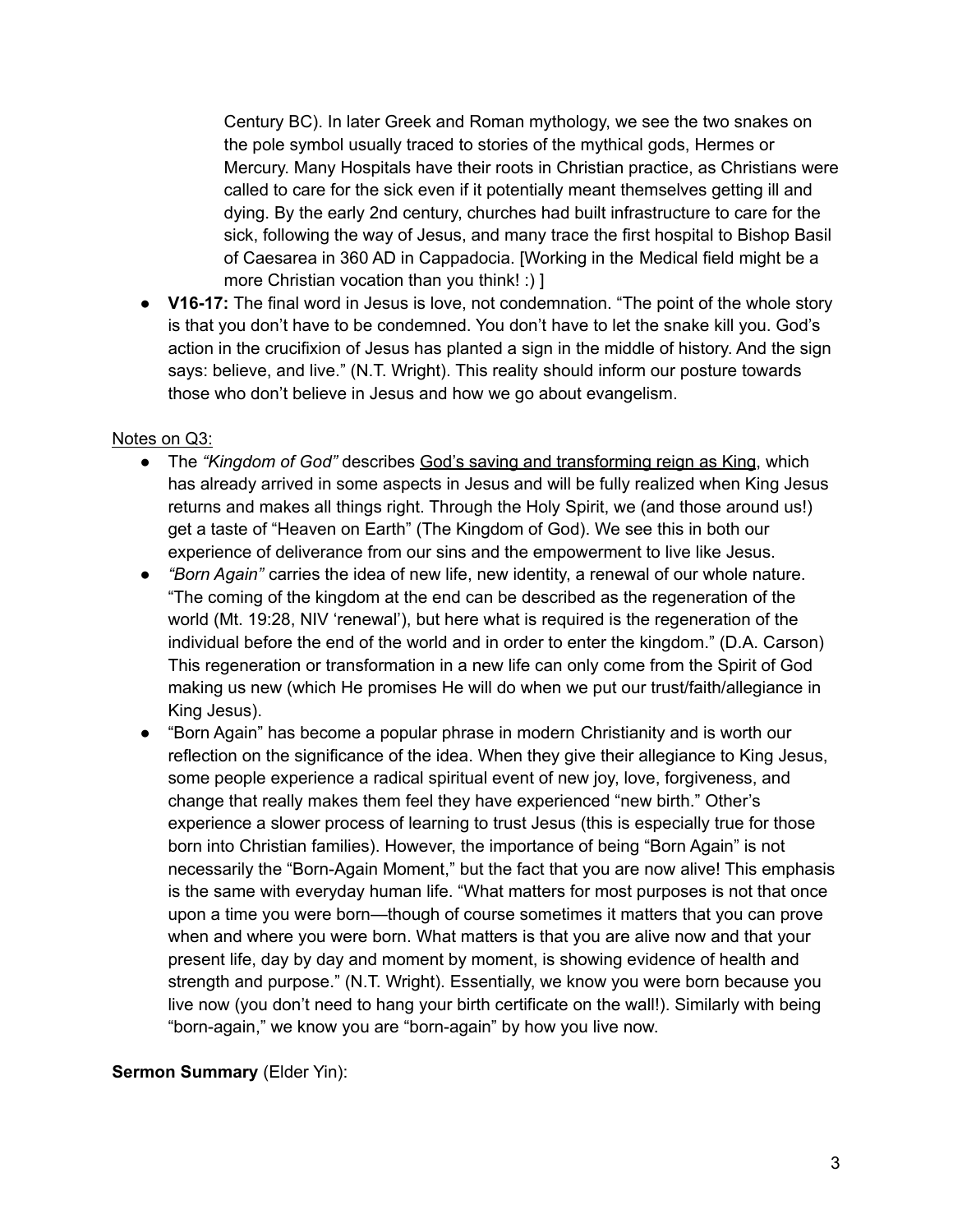Century BC). In later Greek and Roman mythology, we see the two snakes on the pole symbol usually traced to stories of the mythical gods, Hermes or Mercury. Many Hospitals have their roots in Christian practice, as Christians were called to care for the sick even if it potentially meant themselves getting ill and dying. By the early 2nd century, churches had built infrastructure to care for the sick, following the way of Jesus, and many trace the first hospital to Bishop Basil of Caesarea in 360 AD in Cappadocia. [Working in the Medical field might be a more Christian vocation than you think! :) ]

- **V16-17:** The final word in Jesus is love, not condemnation. "The point of the whole story is that you don't have to be condemned. You don't have to let the snake kill you. God's action in the crucifixion of Jesus has planted a sign in the middle of history. And the sign says: believe, and live." (N.T. Wright). This reality should inform our posture towards those who don't believe in Jesus and how we go about evangelism.

Notes on Q3:

- The *"Kingdom of God"* describes God's saving and transforming reign as King, which has already arrived in some aspects in Jesus and will be fully realized when King Jesus returns and makes all things right. Through the Holy Spirit, we (and those around us!) get a taste of "Heaven on Earth" (The Kingdom of God). We see this in both our experience of deliverance from our sins and the empowerment to live like Jesus.
- *"Born Again"* carries the idea of new life, new identity, a renewal of our whole nature. "The coming of the kingdom at the end can be described as the regeneration of the world (Mt. 19:28, NIV 'renewal'), but here what is required is the regeneration of the individual before the end of the world and in order to enter the kingdom." (D.A. Carson) This regeneration or transformation in a new life can only come from the Spirit of God making us new (which He promises He will do when we put our trust/faith/allegiance in King Jesus).
- "Born Again" has become a popular phrase in modern Christianity and is worth our reflection on the significance of the idea. When they give their allegiance to King Jesus, some people experience a radical spiritual event of new joy, love, forgiveness, and change that really makes them feel they have experienced "new birth." Other's experience a slower process of learning to trust Jesus (this is especially true for those born into Christian families). However, the importance of being "Born Again" is not necessarily the "Born-Again Moment," but the fact that you are now alive! This emphasis is the same with everyday human life. "What matters for most purposes is not that once upon a time you were born—though of course sometimes it matters that you can prove when and where you were born. What matters is that you are alive now and that your present life, day by day and moment by moment, is showing evidence of health and strength and purpose." (N.T. Wright). Essentially, we know you were born because you live now (you don't need to hang your birth certificate on the wall!). Similarly with being "born-again," we know you are "born-again" by how you live now.

**Sermon Summary** (Elder Yin):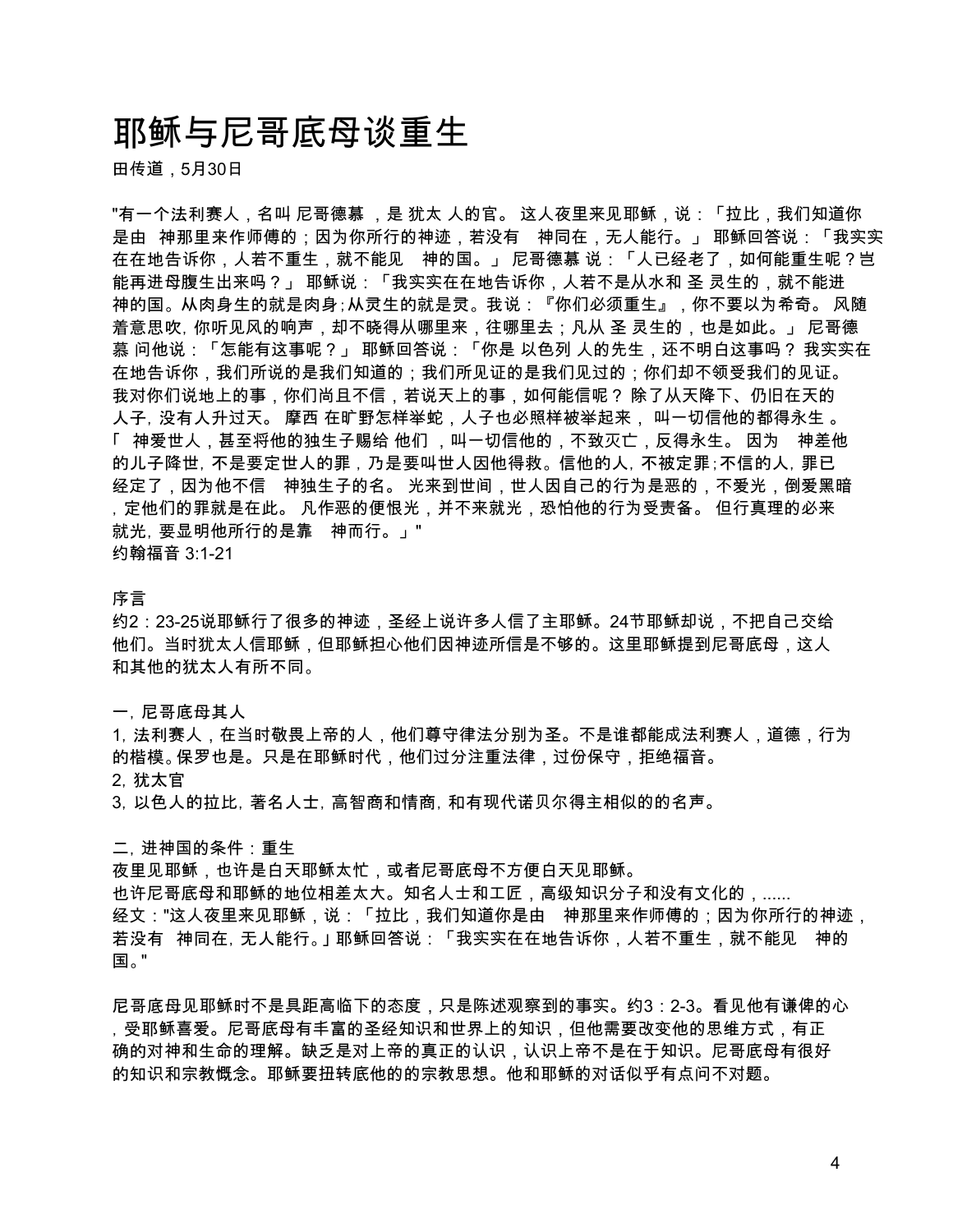# 耶稣与尼哥底母谈重生

田传道，5月30日

"有一个法利赛人，名叫 尼哥德慕 ，是 犹太 人的官。 这人夜里来见耶稣，说：「拉比，我们知道你是由 神那里来作师傅的；因为你所行的神迹，若没有 神同在，无人能行。」 耶稣回答说：「我实实在在地告诉你，人若不重生，就不能见 神的国。」 尼哥德慕 说：「人已经老了，如何能重生呢？岂能再进母腹生出来吗？」 耶稣说：「我实实在在地告诉你，人若不是从水和 圣 灵生的，就不能进神的国。从肉身生的就是肉身;从灵生的就是灵。我说：『你们必须重生』，你不要以为希奇。 风随着意思吹，你听见风的响声，却不晓得从哪里来，往哪里去；凡从 圣 灵生的，也是如此。」 尼哥德慕 问他说：「怎能有这事呢？」 耶稣回答说：「你是 以色列 人的先生，还不明白这事吗？ 我实实在在地告诉你，我们所说的是我们知道的；我们所见证的是我们见过的；你们却不领受我们的见证。 我对你们说地上的事，你们尚且不信，若说天上的事，如何能信呢？ 除了从天降下、仍旧在天的人子，没有人升过天。 摩西 在旷野怎样举蛇，人子也必照样被举起来， 叫一切信他的都得永生 。「 神爱世人，甚至将他的独生子赐给 他们 ，叫一切信他的，不致灭亡，反得永生。 因为 神差他的儿子降世，不是要定世人的罪，乃是要叫世人因他得救。信他的人，不被定罪;不信的人，罪已经定了，因为他不信 神独生子的名。 光来到世间，世人因自己的行为是恶的，不爱光，倒爱黑暗，定他们的罪就是在此。 凡作恶的便恨光，并不来就光，恐怕他的行为受责备。 但行真理的必来就光，要显明他所行的是靠 神而行。」"
约翰福音 3:1-21

序言
约2：23-25说耶稣行了很多的神迹，圣经上说许多人信了主耶稣。24节耶稣却说，不把自己交给他们。当时犹太人信耶稣，但耶稣担心他们因神迹所信是不够的。这里耶稣提到尼哥底母，这人和其他的犹太人有所不同。

一，尼哥底母其人
1，法利赛人，在当时敬畏上帝的人，他们尊守律法分别为圣。不是谁都能成法利赛人，道德，行为的楷模。保罗也是。只是在耶稣时代，他们过分注重法律，过份保守，拒绝福音。
2，犹太官
3，以色人的拉比，著名人士，高智商和情商，和有现代诺贝尔得主相似的的名声。

二，进神国的条件：重生
夜里见耶稣，也许是白天耶稣太忙，或者尼哥底母不方便白天见耶稣。
也许尼哥底母和耶稣的地位相差太大。知名人士和工匠，高级知识分子和没有文化的，......
经文："这人夜里来见耶稣，说：「拉比，我们知道你是由 神那里来作师傅的；因为你所行的神迹，若没有 神同在，无人能行。」耶稣回答说：「我实实在在地告诉你，人若不重生，就不能见 神的国。"

尼哥底母见耶稣时不是具距高临下的态度，只是陈述观察到的事实。约3：2-3。看见他有谦俾的心，受耶稣喜爱。尼哥底母有丰富的圣经知识和世界上的知识，但他需要改变他的思维方式，有正确的对神和生命的理解。缺乏是对上帝的真正的认识，认识上帝不是在于知识。尼哥底母有很好的知识和宗教概念。耶稣要扭转底他的的宗教思想。他和耶稣的对话似乎有点问不对题。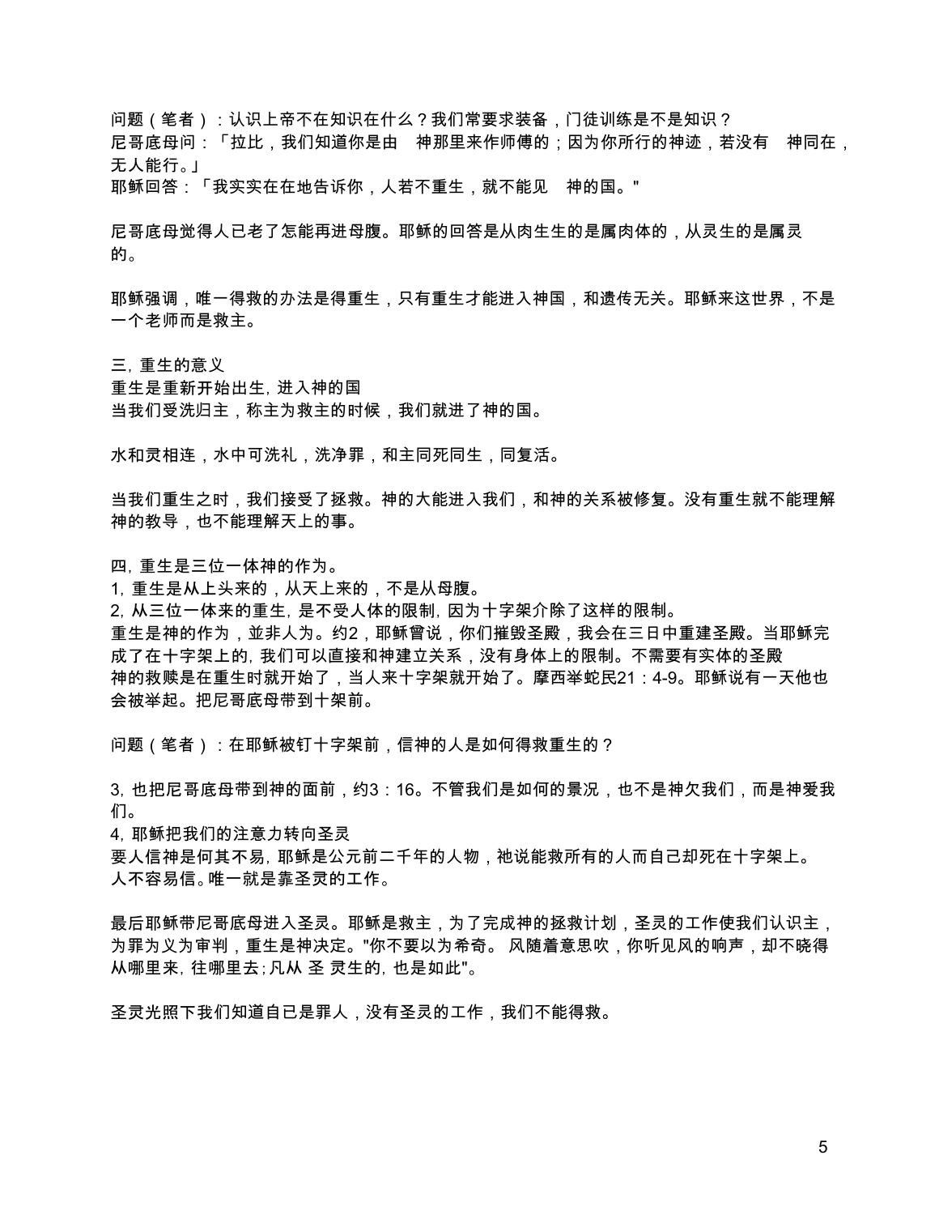问题（笔者）：认识上帝不在知识在什么？我们常要求装备，门徒训练是不是知识？
尼哥底母问：「拉比，我们知道你是由　神那里来作师傅的；因为你所行的神迹，若没有　神同在，无人能行。」
耶稣回答：「我实实在在地告诉你，人若不重生，就不能见　神的国。"

尼哥底母觉得人已老了怎能再进母腹。耶稣的回答是从肉生生的是属肉体的，从灵生的是属灵的。

耶稣强调，唯一得救的办法是得重生，只有重生才能进入神国，和遗传无关。耶稣来这世界，不是一个老师而是救主。

三，重生的意义
重生是重新开始出生，进入神的国
当我们受洗归主，称主为救主的时候，我们就进了神的国。

水和灵相连，水中可洗礼，洗净罪，和主同死同生，同复活。

当我们重生之时，我们接受了拯救。神的大能进入我们，和神的关系被修复。没有重生就不能理解神的教导，也不能理解天上的事。

四，重生是三位一体神的作为。
1，重生是从上头来的，从天上来的，不是从母腹。
2，从三位一体来的重生，是不受人体的限制，因为十字架介除了这样的限制。
重生是神的作为，並非人为。约2，耶稣曾说，你们摧毁圣殿，我会在三日中重建圣殿。当耶稣完成了在十字架上的，我们可以直接和神建立关系，没有身体上的限制。不需要有实体的圣殿
神的救赎是在重生时就开始了，当人来十字架就开始了。摩西举蛇民21：4-9。耶稣说有一天他也会被举起。把尼哥底母带到十架前。

问题（笔者）：在耶稣被钉十字架前，信神的人是如何得救重生的？

3，也把尼哥底母带到神的面前，约3：16。不管我们是如何的景况，也不是神欠我们，而是神爱我们。
4，耶稣把我们的注意力转向圣灵
要人信神是何其不易，耶稣是公元前二千年的人物，祂说能救所有的人而自己却死在十字架上。人不容易信。唯一就是靠圣灵的工作。

最后耶稣带尼哥底母进入圣灵。耶稣是救主，为了完成神的拯救计划，圣灵的工作使我们认识主，为罪为义为审判，重生是神决定。"你不要以为希奇。 风随着意思吹，你听见风的响声，却不晓得从哪里来，往哪里去；凡从 圣 灵生的，也是如此"。

圣灵光照下我们知道自己是罪人，没有圣灵的工作，我们不能得救。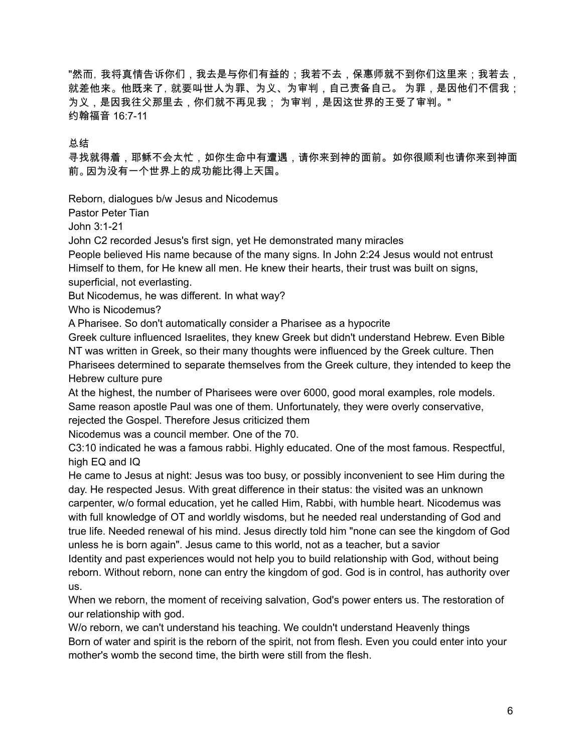"然而，我将真情告诉你们，我去是与你们有益的；我若不去，保惠师就不到你们这里来；我若去，就差他来。他既来了，就要叫世人为罪、为义、为审判，自己责备自己。 为罪，是因他们不信我；为义，是因我往父那里去，你们就不再见我； 为审判，是因这世界的王受了审判。"
约翰福音 16:7-11

总结
寻找就得着，耶稣不会太忙，如你生命中有遭遇，请你来到神的面前。如你很顺利也请你来到神面前。因为没有一个世界上的成功能比得上天国。

Reborn, dialogues b/w Jesus and Nicodemus
Pastor Peter Tian
John 3:1-21
John C2 recorded Jesus's first sign, yet He demonstrated many miracles
People believed His name because of the many signs. In John 2:24 Jesus would not entrust Himself to them, for He knew all men. He knew their hearts, their trust was built on signs, superficial, not everlasting.
But Nicodemus, he was different. In what way?
Who is Nicodemus?
A Pharisee. So don't automatically consider a Pharisee as a hypocrite
Greek culture influenced Israelites, they knew Greek but didn't understand Hebrew. Even Bible NT was written in Greek, so their many thoughts were influenced by the Greek culture. Then Pharisees determined to separate themselves from the Greek culture, they intended to keep the Hebrew culture pure
At the highest, the number of Pharisees were over 6000, good moral examples, role models. Same reason apostle Paul was one of them. Unfortunately, they were overly conservative, rejected the Gospel. Therefore Jesus criticized them
Nicodemus was a council member. One of the 70.
C3:10 indicated he was a famous rabbi. Highly educated. One of the most famous. Respectful, high EQ and IQ
He came to Jesus at night: Jesus was too busy, or possibly inconvenient to see Him during the day. He respected Jesus. With great difference in their status: the visited was an unknown carpenter, w/o formal education, yet he called Him, Rabbi, with humble heart. Nicodemus was with full knowledge of OT and worldly wisdoms, but he needed real understanding of God and true life. Needed renewal of his mind. Jesus directly told him "none can see the kingdom of God unless he is born again". Jesus came to this world, not as a teacher, but a savior
Identity and past experiences would not help you to build relationship with God, without being reborn. Without reborn, none can entry the kingdom of god. God is in control, has authority over us.
When we reborn, the moment of receiving salvation, God's power enters us. The restoration of our relationship with god.
W/o reborn, we can't understand his teaching. We couldn't understand Heavenly things
Born of water and spirit is the reborn of the spirit, not from flesh. Even you could enter into your mother's womb the second time, the birth were still from the flesh.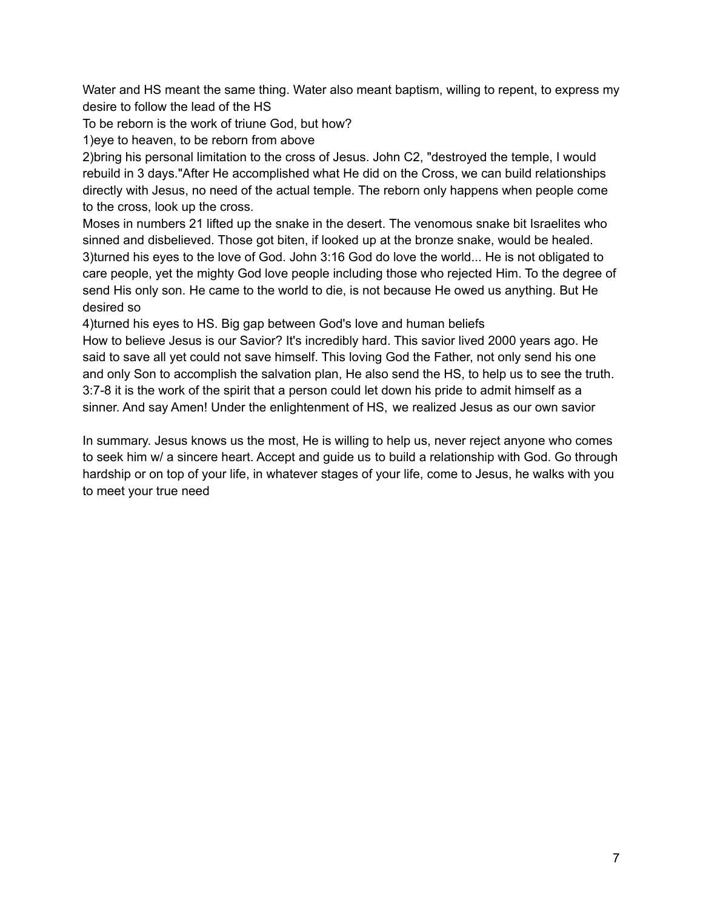Water and HS meant the same thing. Water also meant baptism, willing to repent, to express my desire to follow the lead of the HS

To be reborn is the work of triune God, but how?

1)eye to heaven, to be reborn from above

2)bring his personal limitation to the cross of Jesus. John C2, "destroyed the temple, I would rebuild in 3 days."After He accomplished what He did on the Cross, we can build relationships directly with Jesus, no need of the actual temple. The reborn only happens when people come to the cross, look up the cross.

Moses in numbers 21 lifted up the snake in the desert. The venomous snake bit Israelites who sinned and disbelieved. Those got biten, if looked up at the bronze snake, would be healed.

3)turned his eyes to the love of God. John 3:16 God do love the world... He is not obligated to care people, yet the mighty God love people including those who rejected Him. To the degree of send His only son. He came to the world to die, is not because He owed us anything. But He desired so

4)turned his eyes to HS. Big gap between God's love and human beliefs

How to believe Jesus is our Savior? It's incredibly hard. This savior lived 2000 years ago. He said to save all yet could not save himself. This loving God the Father, not only send his one and only Son to accomplish the salvation plan, He also send the HS, to help us to see the truth. 3:7-8 it is the work of the spirit that a person could let down his pride to admit himself as a sinner. And say Amen! Under the enlightenment of HS, we realized Jesus as our own savior

In summary. Jesus knows us the most, He is willing to help us, never reject anyone who comes to seek him w/ a sincere heart. Accept and guide us to build a relationship with God. Go through hardship or on top of your life, in whatever stages of your life, come to Jesus, he walks with you to meet your true need